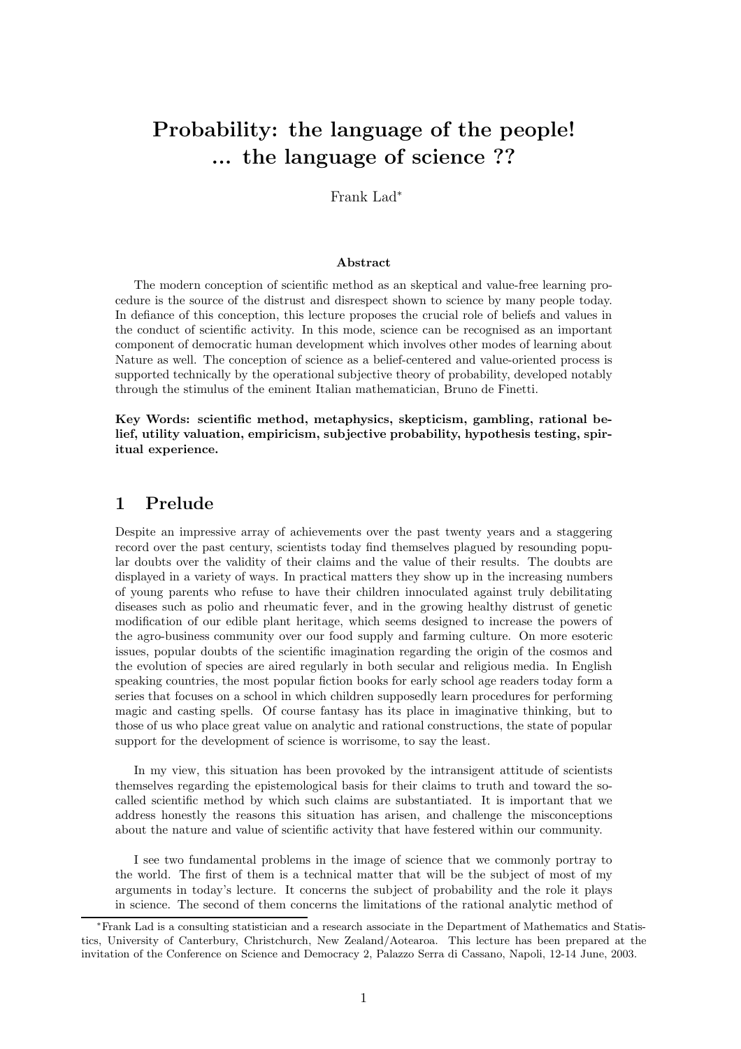# Probability: the language of the people! ... the language of science ??

Frank Lad*

**Abstract**

The modern conception of scientific method as an skeptical and value-free learning procedure is the source of the distrust and disrespect shown to science by many people today. In defiance of this conception, this lecture proposes the crucial role of beliefs and values in the conduct of scientific activity. In this mode, science can be recognised as an important component of democratic human development which involves other modes of learning about Nature as well. The conception of science as a belief-centered and value-oriented process is supported technically by the operational subjective theory of probability, developed notably through the stimulus of the eminent Italian mathematician, Bruno de Finetti.

**Key Words: scientific method, metaphysics, skepticism, gambling, rational belief, utility valuation, empiricism, subjective probability, hypothesis testing, spiritual experience.**

## 1 Prelude

Despite an impressive array of achievements over the past twenty years and a staggering record over the past century, scientists today find themselves plagued by resounding popular doubts over the validity of their claims and the value of their results. The doubts are displayed in a variety of ways. In practical matters they show up in the increasing numbers of young parents who refuse to have their children innoculated against truly debilitating diseases such as polio and rheumatic fever, and in the growing healthy distrust of genetic modification of our edible plant heritage, which seems designed to increase the powers of the agro-business community over our food supply and farming culture. On more esoteric issues, popular doubts of the scientific imagination regarding the origin of the cosmos and the evolution of species are aired regularly in both secular and religious media. In English speaking countries, the most popular fiction books for early school age readers today form a series that focuses on a school in which children supposedly learn procedures for performing magic and casting spells. Of course fantasy has its place in imaginative thinking, but to those of us who place great value on analytic and rational constructions, the state of popular support for the development of science is worrisome, to say the least.

In my view, this situation has been provoked by the intransigent attitude of scientists themselves regarding the epistemological basis for their claims to truth and toward the so-called scientific method by which such claims are substantiated. It is important that we address honestly the reasons this situation has arisen, and challenge the misconceptions about the nature and value of scientific activity that have festered within our community.

I see two fundamental problems in the image of science that we commonly portray to the world. The first of them is a technical matter that will be the subject of most of my arguments in today's lecture. It concerns the subject of probability and the role it plays in science. The second of them concerns the limitations of the rational analytic method of

---

*Frank Lad is a consulting statistician and a research associate in the Department of Mathematics and Statistics, University of Canterbury, Christchurch, New Zealand/Aotearoa. This lecture has been prepared at the invitation of the Conference on Science and Democracy 2, Palazzo Serra di Cassano, Napoli, 12-14 June, 2003.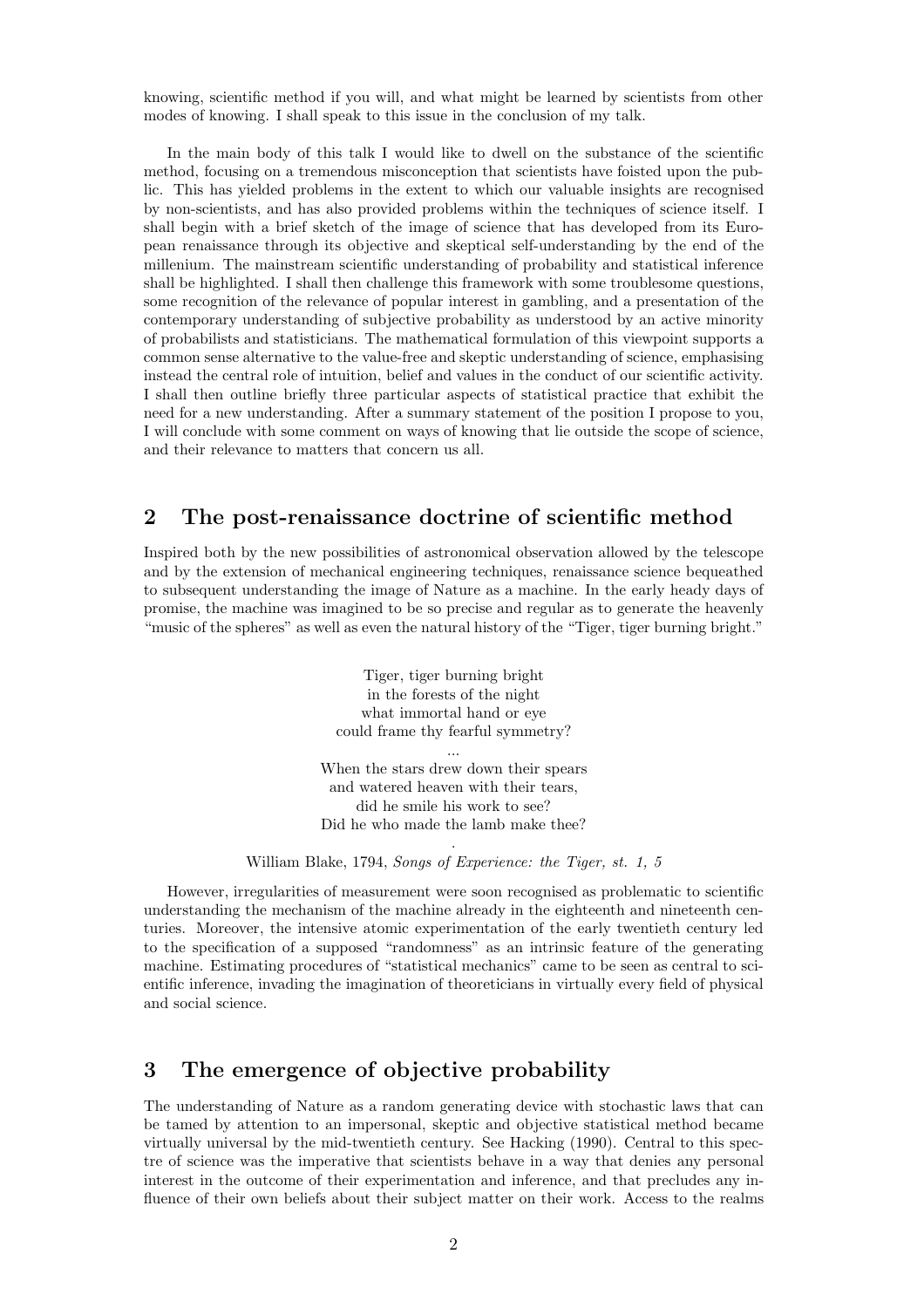knowing, scientific method if you will, and what might be learned by scientists from other modes of knowing. I shall speak to this issue in the conclusion of my talk.

In the main body of this talk I would like to dwell on the substance of the scientific method, focusing on a tremendous misconception that scientists have foisted upon the public. This has yielded problems in the extent to which our valuable insights are recognised by non-scientists, and has also provided problems within the techniques of science itself. I shall begin with a brief sketch of the image of science that has developed from its European renaissance through its objective and skeptical self-understanding by the end of the millenium. The mainstream scientific understanding of probability and statistical inference shall be highlighted. I shall then challenge this framework with some troublesome questions, some recognition of the relevance of popular interest in gambling, and a presentation of the contemporary understanding of subjective probability as understood by an active minority of probabilists and statisticians. The mathematical formulation of this viewpoint supports a common sense alternative to the value-free and skeptic understanding of science, emphasising instead the central role of intuition, belief and values in the conduct of our scientific activity. I shall then outline briefly three particular aspects of statistical practice that exhibit the need for a new understanding. After a summary statement of the position I propose to you, I will conclude with some comment on ways of knowing that lie outside the scope of science, and their relevance to matters that concern us all.

## 2 The post-renaissance doctrine of scientific method

Inspired both by the new possibilities of astronomical observation allowed by the telescope and by the extension of mechanical engineering techniques, renaissance science bequeathed to subsequent understanding the image of Nature as a machine. In the early heady days of promise, the machine was imagined to be so precise and regular as to generate the heavenly "music of the spheres" as well as even the natural history of the "Tiger, tiger burning bright."

Tiger, tiger burning bright
in the forests of the night
what immortal hand or eye
could frame thy fearful symmetry?
...
When the stars drew down their spears
and watered heaven with their tears,
did he smile his work to see?
Did he who made the lamb make thee?

William Blake, 1794, *Songs of Experience: the Tiger, st. 1, 5*

However, irregularities of measurement were soon recognised as problematic to scientific understanding the mechanism of the machine already in the eighteenth and nineteenth centuries. Moreover, the intensive atomic experimentation of the early twentieth century led to the specification of a supposed "randomness" as an intrinsic feature of the generating machine. Estimating procedures of "statistical mechanics" came to be seen as central to scientific inference, invading the imagination of theoreticians in virtually every field of physical and social science.

## 3 The emergence of objective probability

The understanding of Nature as a random generating device with stochastic laws that can be tamed by attention to an impersonal, skeptic and objective statistical method became virtually universal by the mid-twentieth century. See Hacking (1990). Central to this spectre of science was the imperative that scientists behave in a way that denies any personal interest in the outcome of their experimentation and inference, and that precludes any influence of their own beliefs about their subject matter on their work. Access to the realms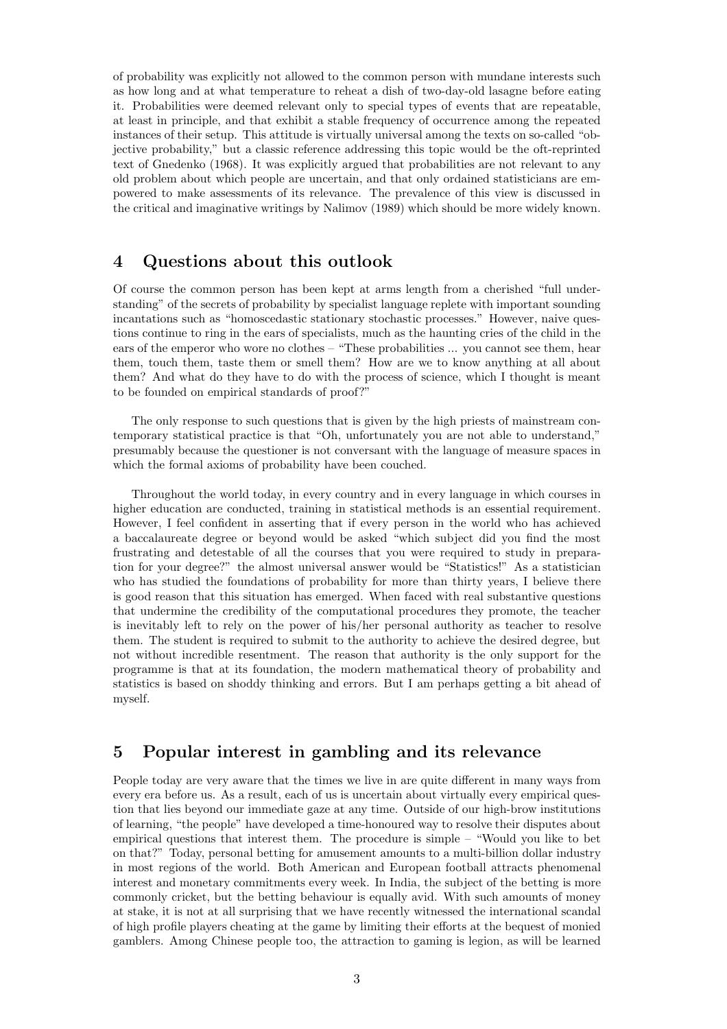of probability was explicitly not allowed to the common person with mundane interests such as how long and at what temperature to reheat a dish of two-day-old lasagne before eating it. Probabilities were deemed relevant only to special types of events that are repeatable, at least in principle, and that exhibit a stable frequency of occurrence among the repeated instances of their setup. This attitude is virtually universal among the texts on so-called "objective probability," but a classic reference addressing this topic would be the oft-reprinted text of Gnedenko (1968). It was explicitly argued that probabilities are not relevant to any old problem about which people are uncertain, and that only ordained statisticians are empowered to make assessments of its relevance. The prevalence of this view is discussed in the critical and imaginative writings by Nalimov (1989) which should be more widely known.

## 4 Questions about this outlook

Of course the common person has been kept at arms length from a cherished "full understanding" of the secrets of probability by specialist language replete with important sounding incantations such as "homoscedastic stationary stochastic processes." However, naive questions continue to ring in the ears of specialists, much as the haunting cries of the child in the ears of the emperor who wore no clothes – "These probabilities ... you cannot see them, hear them, touch them, taste them or smell them? How are we to know anything at all about them? And what do they have to do with the process of science, which I thought is meant to be founded on empirical standards of proof?"

The only response to such questions that is given by the high priests of mainstream contemporary statistical practice is that "Oh, unfortunately you are not able to understand," presumably because the questioner is not conversant with the language of measure spaces in which the formal axioms of probability have been couched.

Throughout the world today, in every country and in every language in which courses in higher education are conducted, training in statistical methods is an essential requirement. However, I feel confident in asserting that if every person in the world who has achieved a baccalaureate degree or beyond would be asked "which subject did you find the most frustrating and detestable of all the courses that you were required to study in preparation for your degree?" the almost universal answer would be "Statistics!" As a statistician who has studied the foundations of probability for more than thirty years, I believe there is good reason that this situation has emerged. When faced with real substantive questions that undermine the credibility of the computational procedures they promote, the teacher is inevitably left to rely on the power of his/her personal authority as teacher to resolve them. The student is required to submit to the authority to achieve the desired degree, but not without incredible resentment. The reason that authority is the only support for the programme is that at its foundation, the modern mathematical theory of probability and statistics is based on shoddy thinking and errors. But I am perhaps getting a bit ahead of myself.

## 5 Popular interest in gambling and its relevance

People today are very aware that the times we live in are quite different in many ways from every era before us. As a result, each of us is uncertain about virtually every empirical question that lies beyond our immediate gaze at any time. Outside of our high-brow institutions of learning, "the people" have developed a time-honoured way to resolve their disputes about empirical questions that interest them. The procedure is simple – "Would you like to bet on that?" Today, personal betting for amusement amounts to a multi-billion dollar industry in most regions of the world. Both American and European football attracts phenomenal interest and monetary commitments every week. In India, the subject of the betting is more commonly cricket, but the betting behaviour is equally avid. With such amounts of money at stake, it is not at all surprising that we have recently witnessed the international scandal of high profile players cheating at the game by limiting their efforts at the bequest of monied gamblers. Among Chinese people too, the attraction to gaming is legion, as will be learned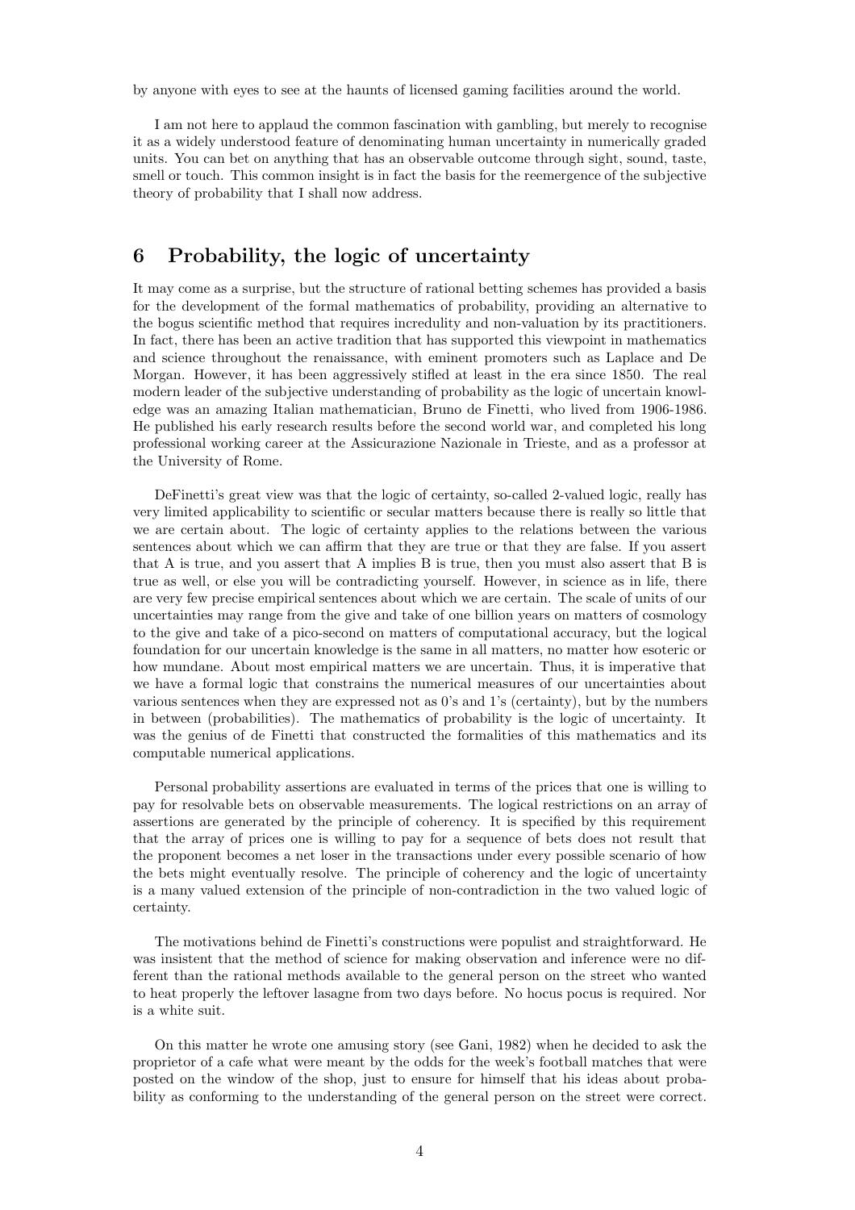by anyone with eyes to see at the haunts of licensed gaming facilities around the world.

I am not here to applaud the common fascination with gambling, but merely to recognise it as a widely understood feature of denominating human uncertainty in numerically graded units. You can bet on anything that has an observable outcome through sight, sound, taste, smell or touch. This common insight is in fact the basis for the reemergence of the subjective theory of probability that I shall now address.

## 6 Probability, the logic of uncertainty

It may come as a surprise, but the structure of rational betting schemes has provided a basis for the development of the formal mathematics of probability, providing an alternative to the bogus scientific method that requires incredulity and non-valuation by its practitioners. In fact, there has been an active tradition that has supported this viewpoint in mathematics and science throughout the renaissance, with eminent promoters such as Laplace and De Morgan. However, it has been aggressively stifled at least in the era since 1850. The real modern leader of the subjective understanding of probability as the logic of uncertain knowledge was an amazing Italian mathematician, Bruno de Finetti, who lived from 1906-1986. He published his early research results before the second world war, and completed his long professional working career at the Assicurazione Nazionale in Trieste, and as a professor at the University of Rome.

DeFinetti's great view was that the logic of certainty, so-called 2-valued logic, really has very limited applicability to scientific or secular matters because there is really so little that we are certain about. The logic of certainty applies to the relations between the various sentences about which we can affirm that they are true or that they are false. If you assert that A is true, and you assert that A implies B is true, then you must also assert that B is true as well, or else you will be contradicting yourself. However, in science as in life, there are very few precise empirical sentences about which we are certain. The scale of units of our uncertainties may range from the give and take of one billion years on matters of cosmology to the give and take of a pico-second on matters of computational accuracy, but the logical foundation for our uncertain knowledge is the same in all matters, no matter how esoteric or how mundane. About most empirical matters we are uncertain. Thus, it is imperative that we have a formal logic that constrains the numerical measures of our uncertainties about various sentences when they are expressed not as 0's and 1's (certainty), but by the numbers in between (probabilities). The mathematics of probability is the logic of uncertainty. It was the genius of de Finetti that constructed the formalities of this mathematics and its computable numerical applications.

Personal probability assertions are evaluated in terms of the prices that one is willing to pay for resolvable bets on observable measurements. The logical restrictions on an array of assertions are generated by the principle of coherency. It is specified by this requirement that the array of prices one is willing to pay for a sequence of bets does not result that the proponent becomes a net loser in the transactions under every possible scenario of how the bets might eventually resolve. The principle of coherency and the logic of uncertainty is a many valued extension of the principle of non-contradiction in the two valued logic of certainty.

The motivations behind de Finetti's constructions were populist and straightforward. He was insistent that the method of science for making observation and inference were no different than the rational methods available to the general person on the street who wanted to heat properly the leftover lasagne from two days before. No hocus pocus is required. Nor is a white suit.

On this matter he wrote one amusing story (see Gani, 1982) when he decided to ask the proprietor of a cafe what were meant by the odds for the week's football matches that were posted on the window of the shop, just to ensure for himself that his ideas about probability as conforming to the understanding of the general person on the street were correct.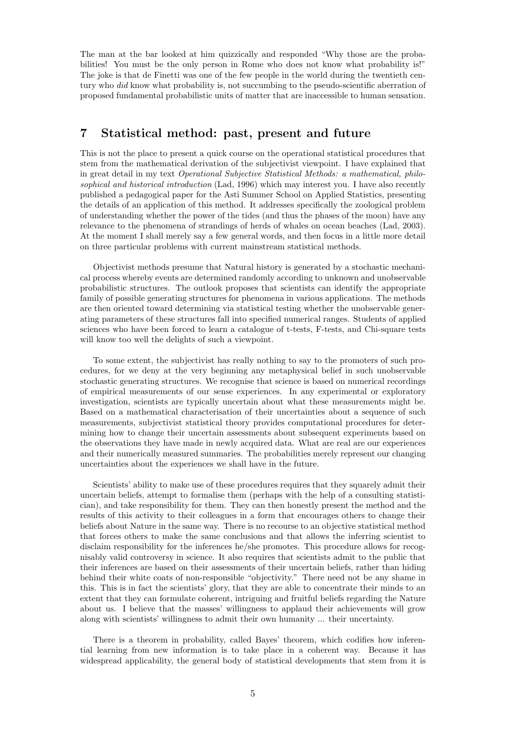The man at the bar looked at him quizzically and responded "Why those are the probabilities! You must be the only person in Rome who does not know what probability is!" The joke is that de Finetti was one of the few people in the world during the twentieth century who *did* know what probability is, not succumbing to the pseudo-scientific aberration of proposed fundamental probabilistic units of matter that are inaccessible to human sensation.

## 7 Statistical method: past, present and future

This is not the place to present a quick course on the operational statistical procedures that stem from the mathematical derivation of the subjectivist viewpoint. I have explained that in great detail in my text *Operational Subjective Statistical Methods: a mathematical, philosophical and historical introduction* (Lad, 1996) which may interest you. I have also recently published a pedagogical paper for the Asti Summer School on Applied Statistics, presenting the details of an application of this method. It addresses specifically the zoological problem of understanding whether the power of the tides (and thus the phases of the moon) have any relevance to the phenomena of strandings of herds of whales on ocean beaches (Lad, 2003). At the moment I shall merely say a few general words, and then focus in a little more detail on three particular problems with current mainstream statistical methods.

Objectivist methods presume that Natural history is generated by a stochastic mechanical process whereby events are determined randomly according to unknown and unobservable probabilistic structures. The outlook proposes that scientists can identify the appropriate family of possible generating structures for phenomena in various applications. The methods are then oriented toward determining via statistical testing whether the unobservable generating parameters of these structures fall into specified numerical ranges. Students of applied sciences who have been forced to learn a catalogue of t-tests, F-tests, and Chi-square tests will know too well the delights of such a viewpoint.

To some extent, the subjectivist has really nothing to say to the promoters of such procedures, for we deny at the very beginning any metaphysical belief in such unobservable stochastic generating structures. We recognise that science is based on numerical recordings of empirical measurements of our sense experiences. In any experimental or exploratory investigation, scientists are typically uncertain about what these measurements might be. Based on a mathematical characterisation of their uncertainties about a sequence of such measurements, subjectivist statistical theory provides computational procedures for determining how to change their uncertain assessments about subsequent experiments based on the observations they have made in newly acquired data. What are real are our experiences and their numerically measured summaries. The probabilities merely represent our changing uncertainties about the experiences we shall have in the future.

Scientists' ability to make use of these procedures requires that they squarely admit their uncertain beliefs, attempt to formalise them (perhaps with the help of a consulting statistician), and take responsibility for them. They can then honestly present the method and the results of this activity to their colleagues in a form that encourages others to change their beliefs about Nature in the same way. There is no recourse to an objective statistical method that forces others to make the same conclusions and that allows the inferring scientist to disclaim responsibility for the inferences he/she promotes. This procedure allows for recognisably valid controversy in science. It also requires that scientists admit to the public that their inferences are based on their assessments of their uncertain beliefs, rather than hiding behind their white coats of non-responsible "objectivity." There need not be any shame in this. This is in fact the scientists' glory, that they are able to concentrate their minds to an extent that they can formulate coherent, intriguing and fruitful beliefs regarding the Nature about us. I believe that the masses' willingness to applaud their achievements will grow along with scientists' willingness to admit their own humanity ... their uncertainty.

There is a theorem in probability, called Bayes' theorem, which codifies how inferential learning from new information is to take place in a coherent way. Because it has widespread applicability, the general body of statistical developments that stem from it is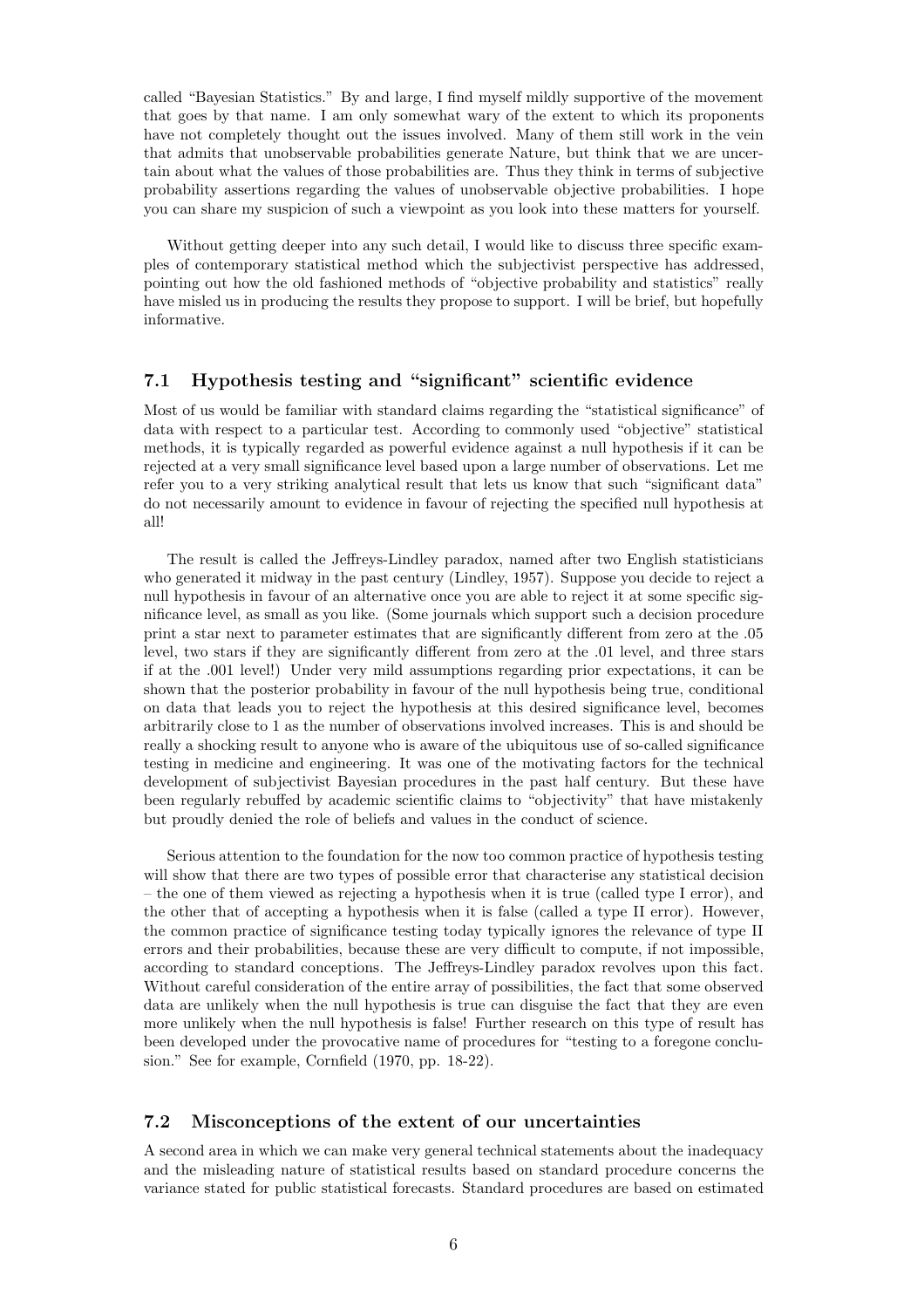called "Bayesian Statistics." By and large, I find myself mildly supportive of the movement that goes by that name. I am only somewhat wary of the extent to which its proponents have not completely thought out the issues involved. Many of them still work in the vein that admits that unobservable probabilities generate Nature, but think that we are uncertain about what the values of those probabilities are. Thus they think in terms of subjective probability assertions regarding the values of unobservable objective probabilities. I hope you can share my suspicion of such a viewpoint as you look into these matters for yourself.

Without getting deeper into any such detail, I would like to discuss three specific examples of contemporary statistical method which the subjectivist perspective has addressed, pointing out how the old fashioned methods of "objective probability and statistics" really have misled us in producing the results they propose to support. I will be brief, but hopefully informative.

### 7.1 Hypothesis testing and "significant" scientific evidence

Most of us would be familiar with standard claims regarding the "statistical significance" of data with respect to a particular test. According to commonly used "objective" statistical methods, it is typically regarded as powerful evidence against a null hypothesis if it can be rejected at a very small significance level based upon a large number of observations. Let me refer you to a very striking analytical result that lets us know that such "significant data" do not necessarily amount to evidence in favour of rejecting the specified null hypothesis at all!

The result is called the Jeffreys-Lindley paradox, named after two English statisticians who generated it midway in the past century (Lindley, 1957). Suppose you decide to reject a null hypothesis in favour of an alternative once you are able to reject it at some specific significance level, as small as you like. (Some journals which support such a decision procedure print a star next to parameter estimates that are significantly different from zero at the .05 level, two stars if they are significantly different from zero at the .01 level, and three stars if at the .001 level!) Under very mild assumptions regarding prior expectations, it can be shown that the posterior probability in favour of the null hypothesis being true, conditional on data that leads you to reject the hypothesis at this desired significance level, becomes arbitrarily close to 1 as the number of observations involved increases. This is and should be really a shocking result to anyone who is aware of the ubiquitous use of so-called significance testing in medicine and engineering. It was one of the motivating factors for the technical development of subjectivist Bayesian procedures in the past half century. But these have been regularly rebuffed by academic scientific claims to "objectivity" that have mistakenly but proudly denied the role of beliefs and values in the conduct of science.

Serious attention to the foundation for the now too common practice of hypothesis testing will show that there are two types of possible error that characterise any statistical decision – the one of them viewed as rejecting a hypothesis when it is true (called type I error), and the other that of accepting a hypothesis when it is false (called a type II error). However, the common practice of significance testing today typically ignores the relevance of type II errors and their probabilities, because these are very difficult to compute, if not impossible, according to standard conceptions. The Jeffreys-Lindley paradox revolves upon this fact. Without careful consideration of the entire array of possibilities, the fact that some observed data are unlikely when the null hypothesis is true can disguise the fact that they are even more unlikely when the null hypothesis is false! Further research on this type of result has been developed under the provocative name of procedures for "testing to a foregone conclusion." See for example, Cornfield (1970, pp. 18-22).

### 7.2 Misconceptions of the extent of our uncertainties

A second area in which we can make very general technical statements about the inadequacy and the misleading nature of statistical results based on standard procedure concerns the variance stated for public statistical forecasts. Standard procedures are based on estimated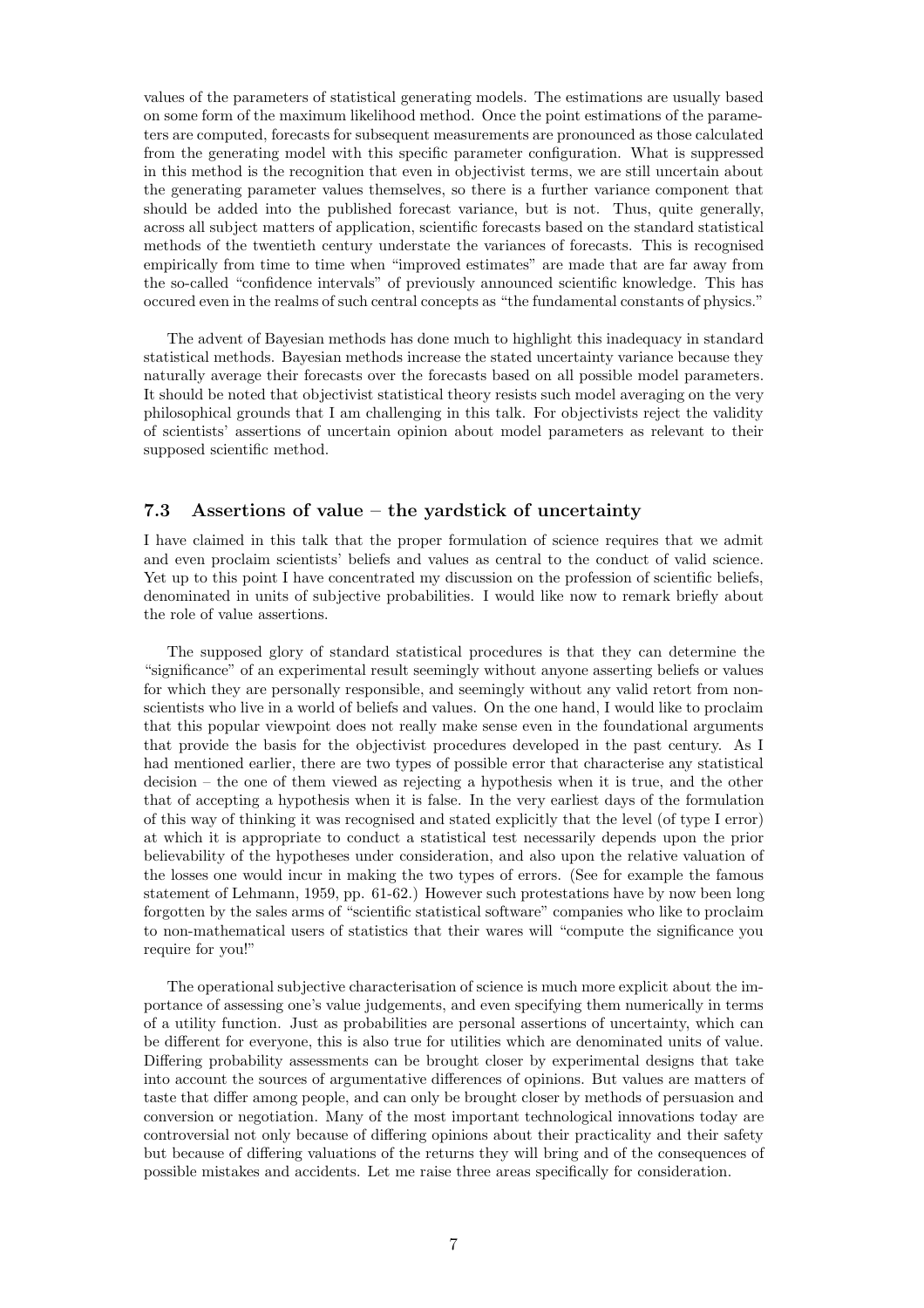values of the parameters of statistical generating models. The estimations are usually based on some form of the maximum likelihood method. Once the point estimations of the parameters are computed, forecasts for subsequent measurements are pronounced as those calculated from the generating model with this specific parameter configuration. What is suppressed in this method is the recognition that even in objectivist terms, we are still uncertain about the generating parameter values themselves, so there is a further variance component that should be added into the published forecast variance, but is not. Thus, quite generally, across all subject matters of application, scientific forecasts based on the standard statistical methods of the twentieth century understate the variances of forecasts. This is recognised empirically from time to time when "improved estimates" are made that are far away from the so-called "confidence intervals" of previously announced scientific knowledge. This has occured even in the realms of such central concepts as "the fundamental constants of physics."

The advent of Bayesian methods has done much to highlight this inadequacy in standard statistical methods. Bayesian methods increase the stated uncertainty variance because they naturally average their forecasts over the forecasts based on all possible model parameters. It should be noted that objectivist statistical theory resists such model averaging on the very philosophical grounds that I am challenging in this talk. For objectivists reject the validity of scientists' assertions of uncertain opinion about model parameters as relevant to their supposed scientific method.

### 7.3 Assertions of value – the yardstick of uncertainty

I have claimed in this talk that the proper formulation of science requires that we admit and even proclaim scientists' beliefs and values as central to the conduct of valid science. Yet up to this point I have concentrated my discussion on the profession of scientific beliefs, denominated in units of subjective probabilities. I would like now to remark briefly about the role of value assertions.

The supposed glory of standard statistical procedures is that they can determine the "significance" of an experimental result seemingly without anyone asserting beliefs or values for which they are personally responsible, and seemingly without any valid retort from non-scientists who live in a world of beliefs and values. On the one hand, I would like to proclaim that this popular viewpoint does not really make sense even in the foundational arguments that provide the basis for the objectivist procedures developed in the past century. As I had mentioned earlier, there are two types of possible error that characterise any statistical decision – the one of them viewed as rejecting a hypothesis when it is true, and the other that of accepting a hypothesis when it is false. In the very earliest days of the formulation of this way of thinking it was recognised and stated explicitly that the level (of type I error) at which it is appropriate to conduct a statistical test necessarily depends upon the prior believability of the hypotheses under consideration, and also upon the relative valuation of the losses one would incur in making the two types of errors. (See for example the famous statement of Lehmann, 1959, pp. 61-62.) However such protestations have by now been long forgotten by the sales arms of "scientific statistical software" companies who like to proclaim to non-mathematical users of statistics that their wares will "compute the significance you require for you!"

The operational subjective characterisation of science is much more explicit about the importance of assessing one's value judgements, and even specifying them numerically in terms of a utility function. Just as probabilities are personal assertions of uncertainty, which can be different for everyone, this is also true for utilities which are denominated units of value. Differing probability assessments can be brought closer by experimental designs that take into account the sources of argumentative differences of opinions. But values are matters of taste that differ among people, and can only be brought closer by methods of persuasion and conversion or negotiation. Many of the most important technological innovations today are controversial not only because of differing opinions about their practicality and their safety but because of differing valuations of the returns they will bring and of the consequences of possible mistakes and accidents. Let me raise three areas specifically for consideration.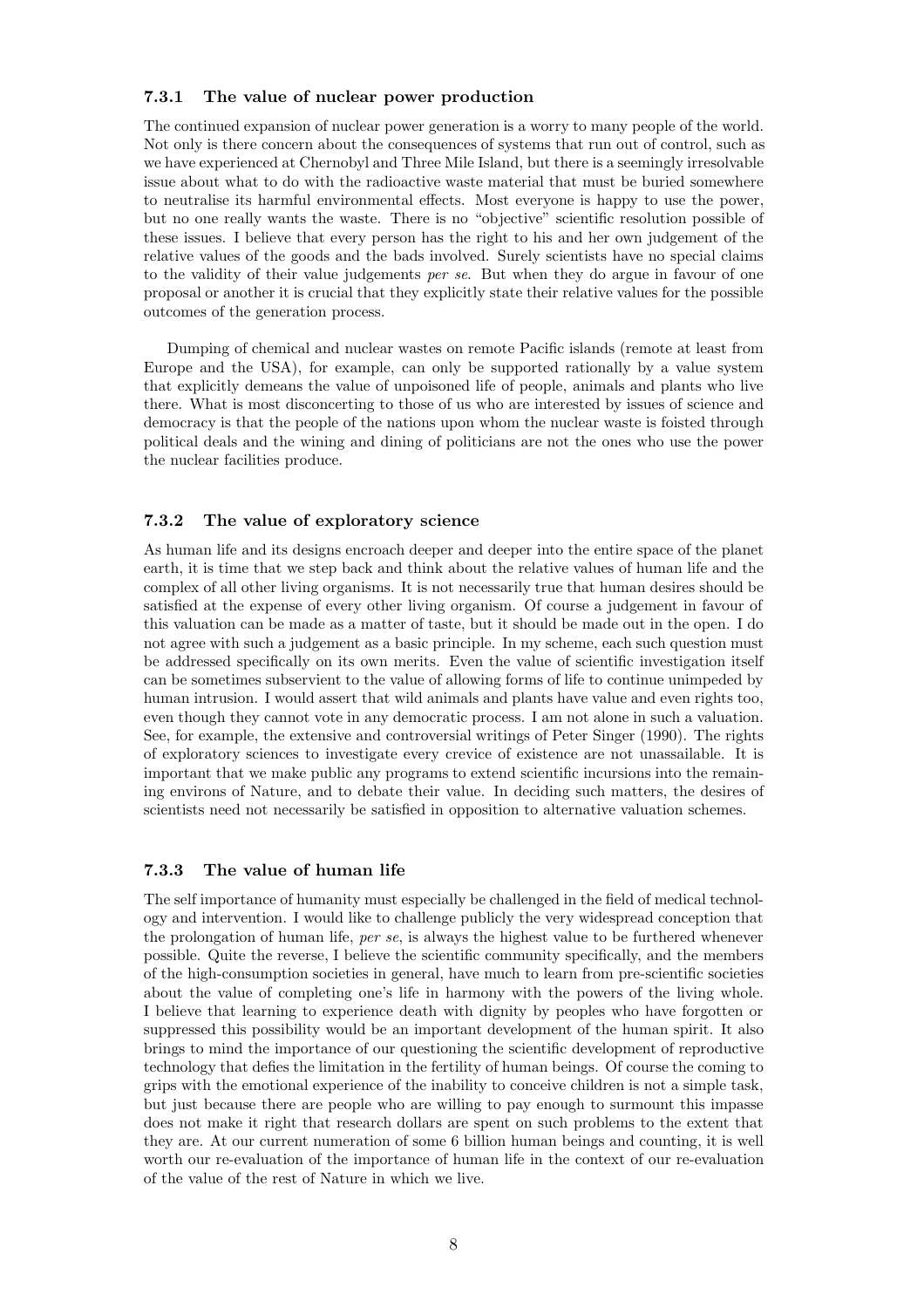### 7.3.1 The value of nuclear power production

The continued expansion of nuclear power generation is a worry to many people of the world. Not only is there concern about the consequences of systems that run out of control, such as we have experienced at Chernobyl and Three Mile Island, but there is a seemingly irresolvable issue about what to do with the radioactive waste material that must be buried somewhere to neutralise its harmful environmental effects. Most everyone is happy to use the power, but no one really wants the waste. There is no "objective" scientific resolution possible of these issues. I believe that every person has the right to his and her own judgement of the relative values of the goods and the bads involved. Surely scientists have no special claims to the validity of their value judgements *per se*. But when they do argue in favour of one proposal or another it is crucial that they explicitly state their relative values for the possible outcomes of the generation process.

Dumping of chemical and nuclear wastes on remote Pacific islands (remote at least from Europe and the USA), for example, can only be supported rationally by a value system that explicitly demeans the value of unpoisoned life of people, animals and plants who live there. What is most disconcerting to those of us who are interested by issues of science and democracy is that the people of the nations upon whom the nuclear waste is foisted through political deals and the wining and dining of politicians are not the ones who use the power the nuclear facilities produce.

### 7.3.2 The value of exploratory science

As human life and its designs encroach deeper and deeper into the entire space of the planet earth, it is time that we step back and think about the relative values of human life and the complex of all other living organisms. It is not necessarily true that human desires should be satisfied at the expense of every other living organism. Of course a judgement in favour of this valuation can be made as a matter of taste, but it should be made out in the open. I do not agree with such a judgement as a basic principle. In my scheme, each such question must be addressed specifically on its own merits. Even the value of scientific investigation itself can be sometimes subservient to the value of allowing forms of life to continue unimpeded by human intrusion. I would assert that wild animals and plants have value and even rights too, even though they cannot vote in any democratic process. I am not alone in such a valuation. See, for example, the extensive and controversial writings of Peter Singer (1990). The rights of exploratory sciences to investigate every crevice of existence are not unassailable. It is important that we make public any programs to extend scientific incursions into the remaining environs of Nature, and to debate their value. In deciding such matters, the desires of scientists need not necessarily be satisfied in opposition to alternative valuation schemes.

### 7.3.3 The value of human life

The self importance of humanity must especially be challenged in the field of medical technology and intervention. I would like to challenge publicly the very widespread conception that the prolongation of human life, *per se*, is always the highest value to be furthered whenever possible. Quite the reverse, I believe the scientific community specifically, and the members of the high-consumption societies in general, have much to learn from pre-scientific societies about the value of completing one's life in harmony with the powers of the living whole. I believe that learning to experience death with dignity by peoples who have forgotten or suppressed this possibility would be an important development of the human spirit. It also brings to mind the importance of our questioning the scientific development of reproductive technology that defies the limitation in the fertility of human beings. Of course the coming to grips with the emotional experience of the inability to conceive children is not a simple task, but just because there are people who are willing to pay enough to surmount this impasse does not make it right that research dollars are spent on such problems to the extent that they are. At our current numeration of some 6 billion human beings and counting, it is well worth our re-evaluation of the importance of human life in the context of our re-evaluation of the value of the rest of Nature in which we live.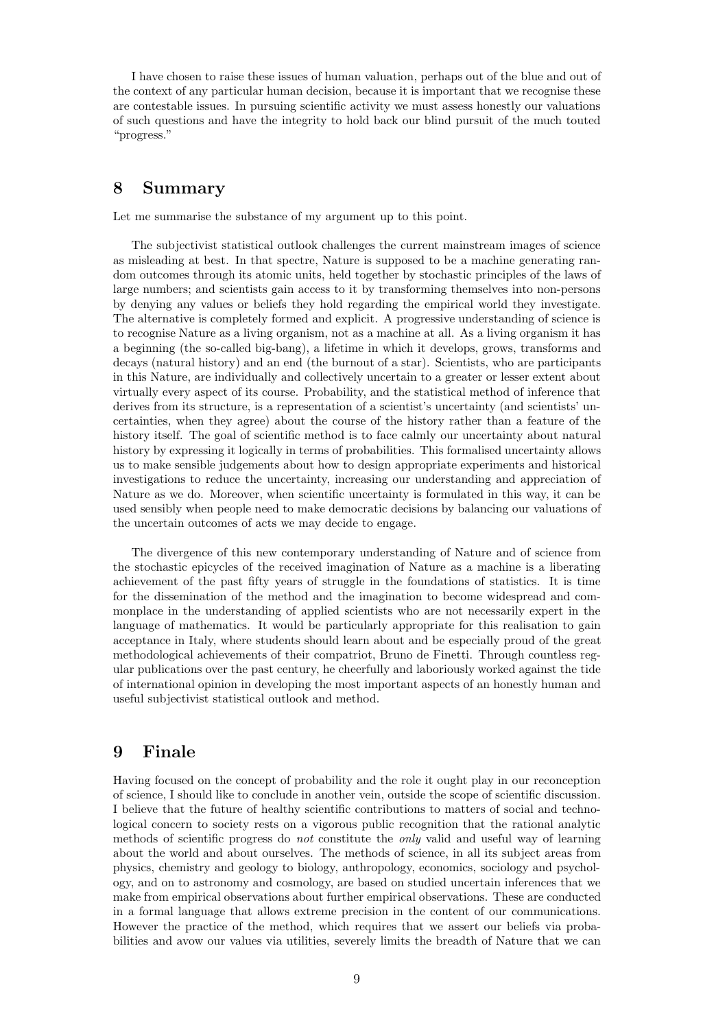I have chosen to raise these issues of human valuation, perhaps out of the blue and out of the context of any particular human decision, because it is important that we recognise these are contestable issues. In pursuing scientific activity we must assess honestly our valuations of such questions and have the integrity to hold back our blind pursuit of the much touted "progress."

## 8 Summary

Let me summarise the substance of my argument up to this point.

The subjectivist statistical outlook challenges the current mainstream images of science as misleading at best. In that spectre, Nature is supposed to be a machine generating random outcomes through its atomic units, held together by stochastic principles of the laws of large numbers; and scientists gain access to it by transforming themselves into non-persons by denying any values or beliefs they hold regarding the empirical world they investigate. The alternative is completely formed and explicit. A progressive understanding of science is to recognise Nature as a living organism, not as a machine at all. As a living organism it has a beginning (the so-called big-bang), a lifetime in which it develops, grows, transforms and decays (natural history) and an end (the burnout of a star). Scientists, who are participants in this Nature, are individually and collectively uncertain to a greater or lesser extent about virtually every aspect of its course. Probability, and the statistical method of inference that derives from its structure, is a representation of a scientist's uncertainty (and scientists' uncertainties, when they agree) about the course of the history rather than a feature of the history itself. The goal of scientific method is to face calmly our uncertainty about natural history by expressing it logically in terms of probabilities. This formalised uncertainty allows us to make sensible judgements about how to design appropriate experiments and historical investigations to reduce the uncertainty, increasing our understanding and appreciation of Nature as we do. Moreover, when scientific uncertainty is formulated in this way, it can be used sensibly when people need to make democratic decisions by balancing our valuations of the uncertain outcomes of acts we may decide to engage.

The divergence of this new contemporary understanding of Nature and of science from the stochastic epicycles of the received imagination of Nature as a machine is a liberating achievement of the past fifty years of struggle in the foundations of statistics. It is time for the dissemination of the method and the imagination to become widespread and commonplace in the understanding of applied scientists who are not necessarily expert in the language of mathematics. It would be particularly appropriate for this realisation to gain acceptance in Italy, where students should learn about and be especially proud of the great methodological achievements of their compatriot, Bruno de Finetti. Through countless regular publications over the past century, he cheerfully and laboriously worked against the tide of international opinion in developing the most important aspects of an honestly human and useful subjectivist statistical outlook and method.

## 9 Finale

Having focused on the concept of probability and the role it ought play in our reconception of science, I should like to conclude in another vein, outside the scope of scientific discussion. I believe that the future of healthy scientific contributions to matters of social and technological concern to society rests on a vigorous public recognition that the rational analytic methods of scientific progress do *not* constitute the *only* valid and useful way of learning about the world and about ourselves. The methods of science, in all its subject areas from physics, chemistry and geology to biology, anthropology, economics, sociology and psychology, and on to astronomy and cosmology, are based on studied uncertain inferences that we make from empirical observations about further empirical observations. These are conducted in a formal language that allows extreme precision in the content of our communications. However the practice of the method, which requires that we assert our beliefs via probabilities and avow our values via utilities, severely limits the breadth of Nature that we can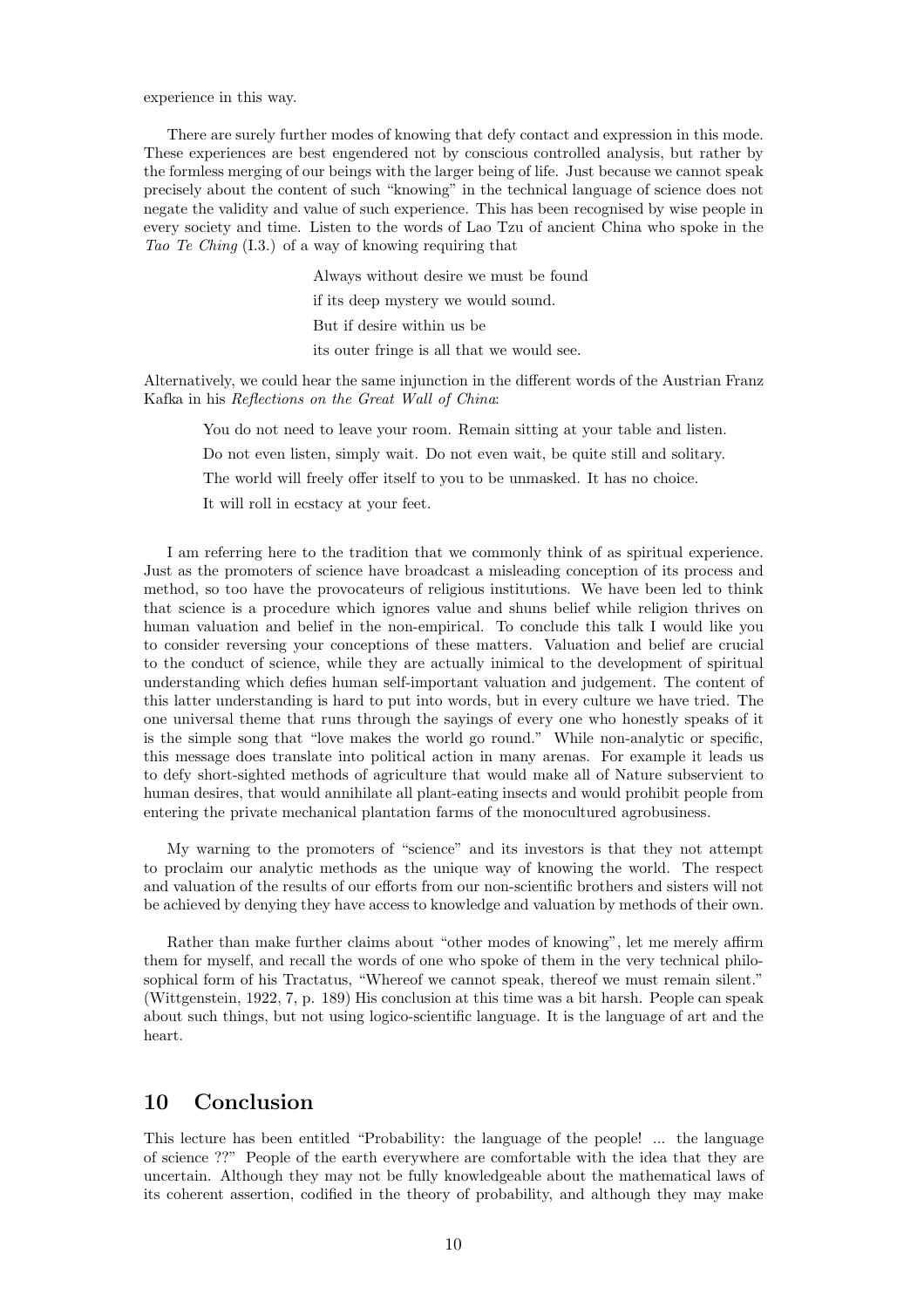experience in this way.

There are surely further modes of knowing that defy contact and expression in this mode. These experiences are best engendered not by conscious controlled analysis, but rather by the formless merging of our beings with the larger being of life. Just because we cannot speak precisely about the content of such "knowing" in the technical language of science does not negate the validity and value of such experience. This has been recognised by wise people in every society and time. Listen to the words of Lao Tzu of ancient China who spoke in the *Tao Te Ching* (I.3.) of a way of knowing requiring that

> Always without desire we must be found
>
> if its deep mystery we would sound.
>
> But if desire within us be
>
> its outer fringe is all that we would see.

Alternatively, we could hear the same injunction in the different words of the Austrian Franz Kafka in his *Reflections on the Great Wall of China*:

> You do not need to leave your room. Remain sitting at your table and listen.
>
> Do not even listen, simply wait. Do not even wait, be quite still and solitary.
>
> The world will freely offer itself to you to be unmasked. It has no choice.
>
> It will roll in ecstacy at your feet.

I am referring here to the tradition that we commonly think of as spiritual experience. Just as the promoters of science have broadcast a misleading conception of its process and method, so too have the provocateurs of religious institutions. We have been led to think that science is a procedure which ignores value and shuns belief while religion thrives on human valuation and belief in the non-empirical. To conclude this talk I would like you to consider reversing your conceptions of these matters. Valuation and belief are crucial to the conduct of science, while they are actually inimical to the development of spiritual understanding which defies human self-important valuation and judgement. The content of this latter understanding is hard to put into words, but in every culture we have tried. The one universal theme that runs through the sayings of every one who honestly speaks of it is the simple song that "love makes the world go round." While non-analytic or specific, this message does translate into political action in many arenas. For example it leads us to defy short-sighted methods of agriculture that would make all of Nature subservient to human desires, that would annihilate all plant-eating insects and would prohibit people from entering the private mechanical plantation farms of the monocultured agrobusiness.

My warning to the promoters of "science" and its investors is that they not attempt to proclaim our analytic methods as the unique way of knowing the world. The respect and valuation of the results of our efforts from our non-scientific brothers and sisters will not be achieved by denying they have access to knowledge and valuation by methods of their own.

Rather than make further claims about "other modes of knowing", let me merely affirm them for myself, and recall the words of one who spoke of them in the very technical philosophical form of his Tractatus, "Whereof we cannot speak, thereof we must remain silent." (Wittgenstein, 1922, 7, p. 189) His conclusion at this time was a bit harsh. People can speak about such things, but not using logico-scientific language. It is the language of art and the heart.

## 10 Conclusion

This lecture has been entitled "Probability: the language of the people! ... the language of science ??" People of the earth everywhere are comfortable with the idea that they are uncertain. Although they may not be fully knowledgeable about the mathematical laws of its coherent assertion, codified in the theory of probability, and although they may make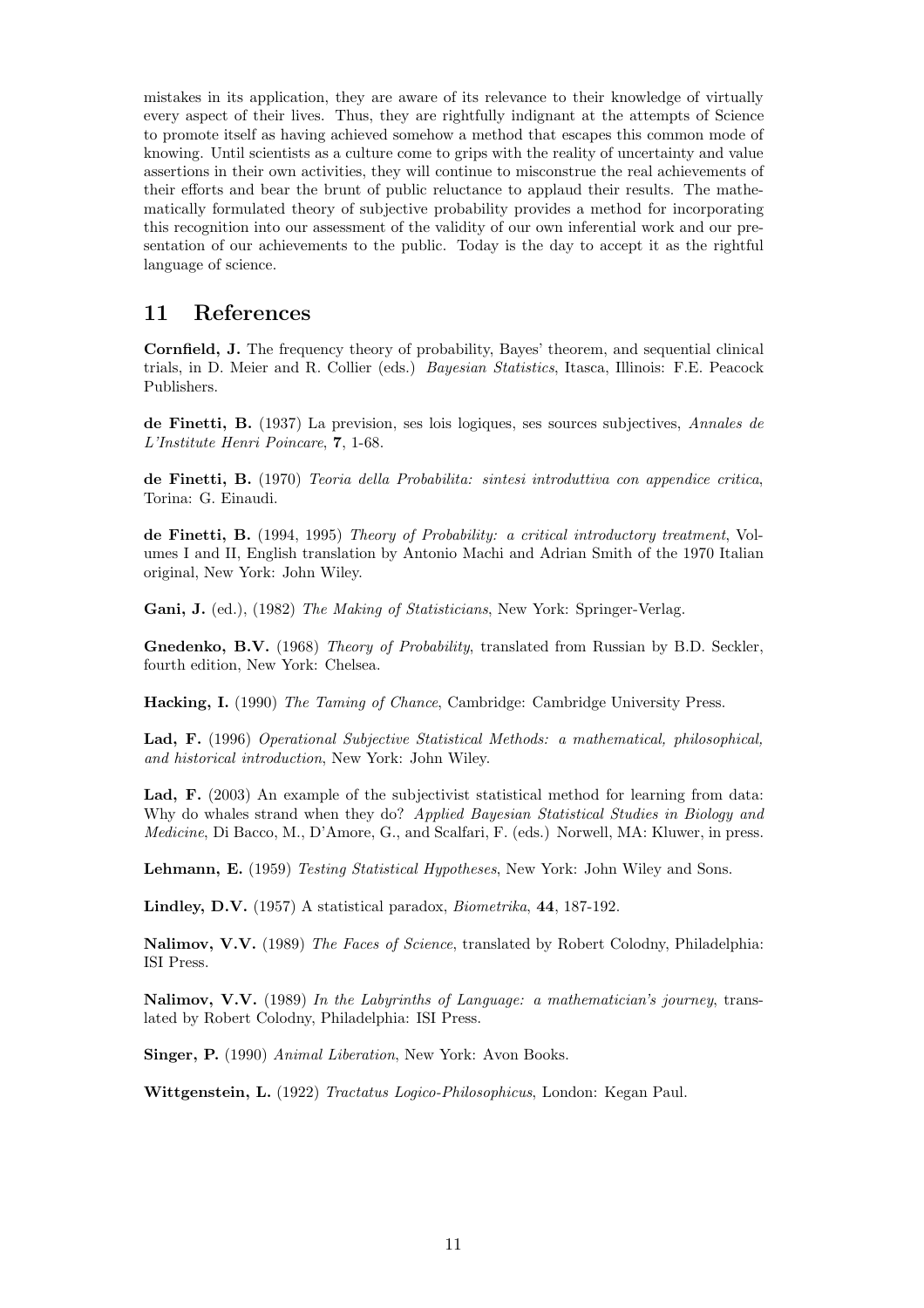mistakes in its application, they are aware of its relevance to their knowledge of virtually every aspect of their lives. Thus, they are rightfully indignant at the attempts of Science to promote itself as having achieved somehow a method that escapes this common mode of knowing. Until scientists as a culture come to grips with the reality of uncertainty and value assertions in their own activities, they will continue to misconstrue the real achievements of their efforts and bear the brunt of public reluctance to applaud their results. The mathematically formulated theory of subjective probability provides a method for incorporating this recognition into our assessment of the validity of our own inferential work and our presentation of our achievements to the public. Today is the day to accept it as the rightful language of science.

## 11 References

**Cornfield, J.** The frequency theory of probability, Bayes' theorem, and sequential clinical trials, in D. Meier and R. Collier (eds.) *Bayesian Statistics*, Itasca, Illinois: F.E. Peacock Publishers.

**de Finetti, B.** (1937) La prevision, ses lois logiques, ses sources subjectives, *Annales de L'Institute Henri Poincare*, **7**, 1-68.

**de Finetti, B.** (1970) *Teoria della Probabilita: sintesi introduttiva con appendice critica*, Torina: G. Einaudi.

**de Finetti, B.** (1994, 1995) *Theory of Probability: a critical introductory treatment*, Volumes I and II, English translation by Antonio Machi and Adrian Smith of the 1970 Italian original, New York: John Wiley.

**Gani, J.** (ed.), (1982) *The Making of Statisticians*, New York: Springer-Verlag.

**Gnedenko, B.V.** (1968) *Theory of Probability*, translated from Russian by B.D. Seckler, fourth edition, New York: Chelsea.

**Hacking, I.** (1990) *The Taming of Chance*, Cambridge: Cambridge University Press.

**Lad, F.** (1996) *Operational Subjective Statistical Methods: a mathematical, philosophical, and historical introduction*, New York: John Wiley.

**Lad, F.** (2003) An example of the subjectivist statistical method for learning from data: Why do whales strand when they do? *Applied Bayesian Statistical Studies in Biology and Medicine*, Di Bacco, M., D'Amore, G., and Scalfari, F. (eds.) Norwell, MA: Kluwer, in press.

**Lehmann, E.** (1959) *Testing Statistical Hypotheses*, New York: John Wiley and Sons.

**Lindley, D.V.** (1957) A statistical paradox, *Biometrika*, **44**, 187-192.

**Nalimov, V.V.** (1989) *The Faces of Science*, translated by Robert Colodny, Philadelphia: ISI Press.

**Nalimov, V.V.** (1989) *In the Labyrinths of Language: a mathematician's journey*, translated by Robert Colodny, Philadelphia: ISI Press.

**Singer, P.** (1990) *Animal Liberation*, New York: Avon Books.

**Wittgenstein, L.** (1922) *Tractatus Logico-Philosophicus*, London: Kegan Paul.